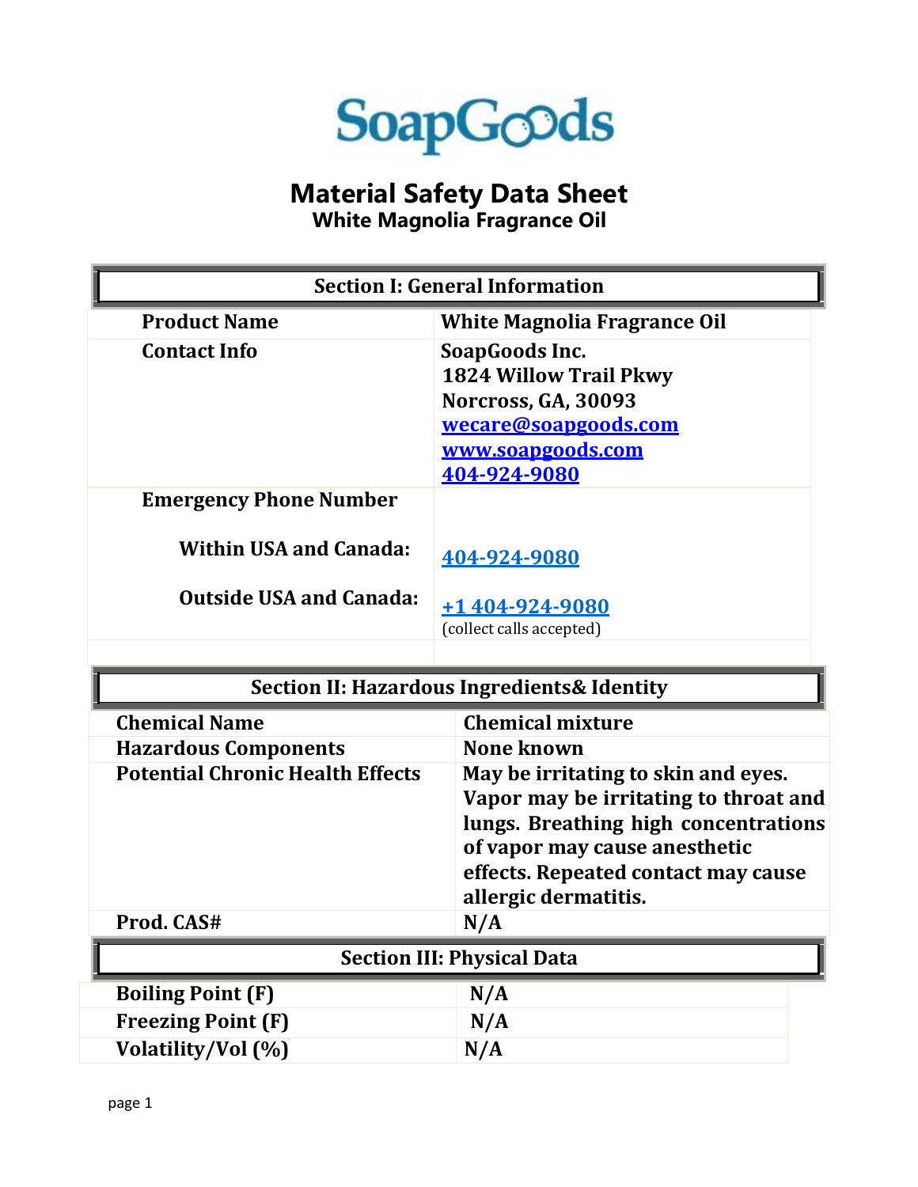SoapGoods

# Material Safety Data Sheet

## White Magnolia Fragrance Oil

| Section I: General Information | |
|---|---|
| **Product Name** | **White Magnolia Fragrance Oil** |
| **Contact Info** | **SoapGoods Inc.**<br>**1824 Willow Trail Pkwy**<br>**Norcross, GA, 30093**<br>**wecare@soapgoods.com**<br>**www.soapgoods.com**<br>**404-924-9080** |
| **Emergency Phone Number** | |
| **Within USA and Canada:** | **404-924-9080** |
| **Outside USA and Canada:** | **+1 404-924-9080**<br>(collect calls accepted) |

| Section II: Hazardous Ingredients& Identity | |
|---|---|
| **Chemical Name** | **Chemical mixture** |
| **Hazardous Components** | **None known** |
| **Potential Chronic Health Effects** | **May be irritating to skin and eyes. Vapor may be irritating to throat and lungs. Breathing high concentrations of vapor may cause anesthetic effects. Repeated contact may cause allergic dermatitis.** |
| **Prod. CAS#** | **N/A** |

| Section III: Physical Data | |
|---|---|
| **Boiling Point (F)** | **N/A** |
| **Freezing Point (F)** | **N/A** |
| **Volatility/Vol (%)** | **N/A** |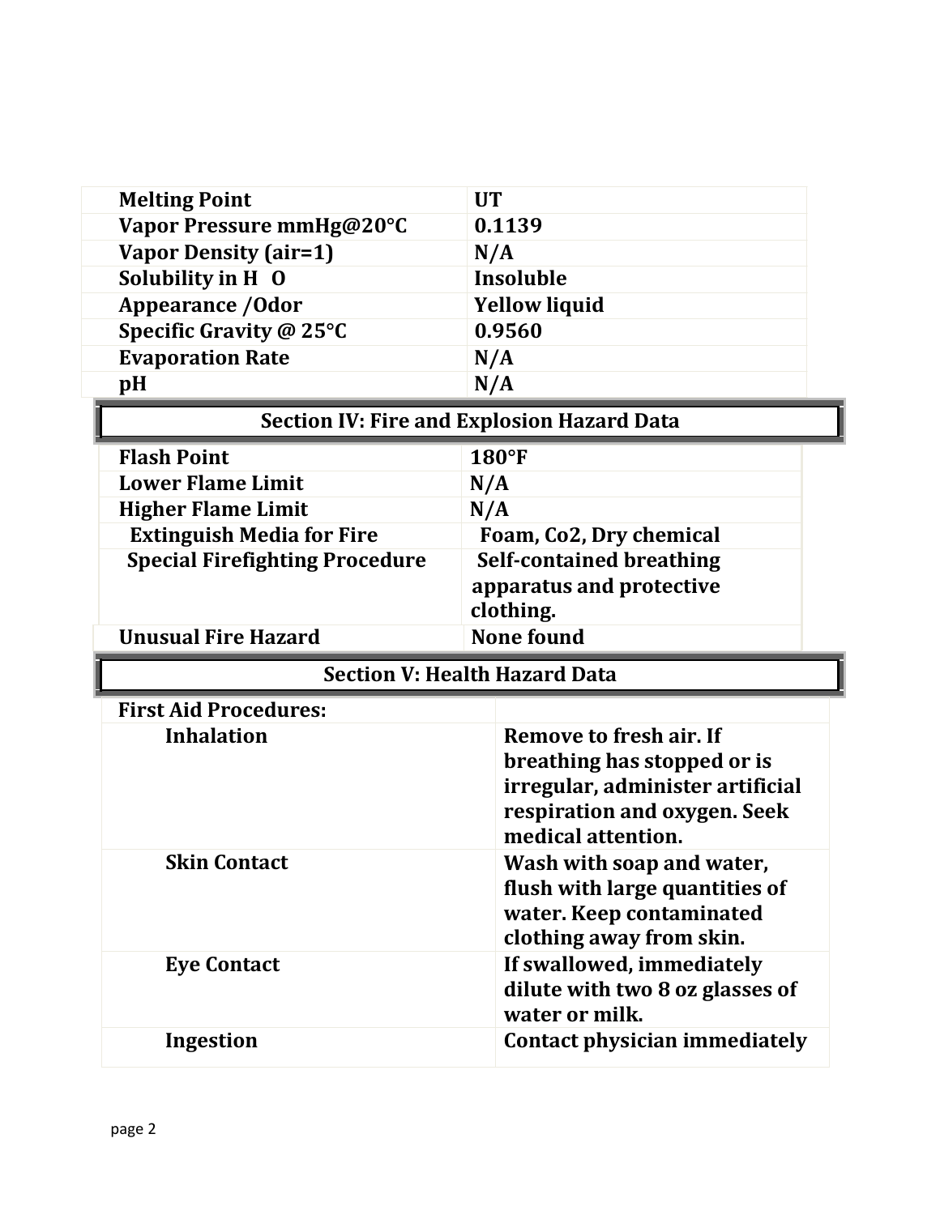| Melting Point | UT |
|---|---|
| Vapor Pressure mmHg@20°C | 0.1139 |
| Vapor Density (air=1) | N/A |
| Solubility in $H_2O$ | Insoluble |
| Appearance /Odor | Yellow liquid |
| Specific Gravity @ 25°C | 0.9560 |
| Evaporation Rate | N/A |
| pH | N/A |

## Section IV: Fire and Explosion Hazard Data

| Flash Point | 180°F |
|---|---|
| Lower Flame Limit | N/A |
| Higher Flame Limit | N/A |
| Extinguish Media for Fire | Foam, Co2, Dry chemical |
| Special Firefighting Procedure | Self-contained breathing apparatus and protective clothing. |
| Unusual Fire Hazard | None found |

## Section V: Health Hazard Data

| First Aid Procedures: | |
|---|---|
| Inhalation | Remove to fresh air. If breathing has stopped or is irregular, administer artificial respiration and oxygen. Seek medical attention. |
| Skin Contact | Wash with soap and water, flush with large quantities of water. Keep contaminated clothing away from skin. |
| Eye Contact | If swallowed, immediately dilute with two 8 oz glasses of water or milk. |
| Ingestion | Contact physician immediately |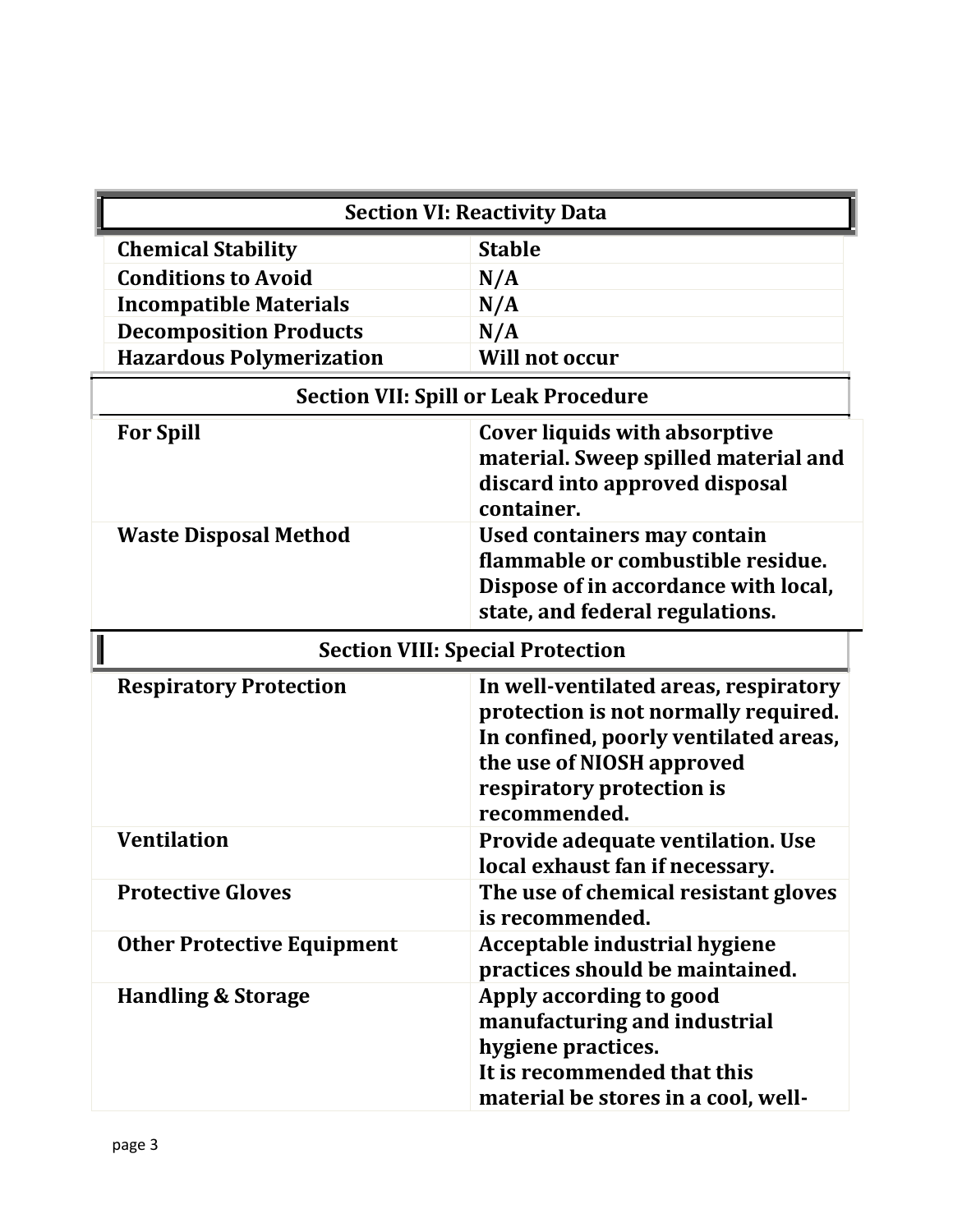## Section VI: Reactivity Data

| | |
|---|---|
| **Chemical Stability** | **Stable** |
| **Conditions to Avoid** | **N/A** |
| **Incompatible Materials** | **N/A** |
| **Decomposition Products** | **N/A** |
| **Hazardous Polymerization** | **Will not occur** |

## Section VII: Spill or Leak Procedure

| | |
|---|---|
| **For Spill** | **Cover liquids with absorptive material. Sweep spilled material and discard into approved disposal container.** |
| **Waste Disposal Method** | **Used containers may contain flammable or combustible residue. Dispose of in accordance with local, state, and federal regulations.** |

## Section VIII: Special Protection

| | |
|---|---|
| **Respiratory Protection** | **In well-ventilated areas, respiratory protection is not normally required. In confined, poorly ventilated areas, the use of NIOSH approved respiratory protection is recommended.** |
| **Ventilation** | **Provide adequate ventilation. Use local exhaust fan if necessary.** |
| **Protective Gloves** | **The use of chemical resistant gloves is recommended.** |
| **Other Protective Equipment** | **Acceptable industrial hygiene practices should be maintained.** |
| **Handling & Storage** | **Apply according to good manufacturing and industrial hygiene practices.<br>It is recommended that this material be stores in a cool, well-** |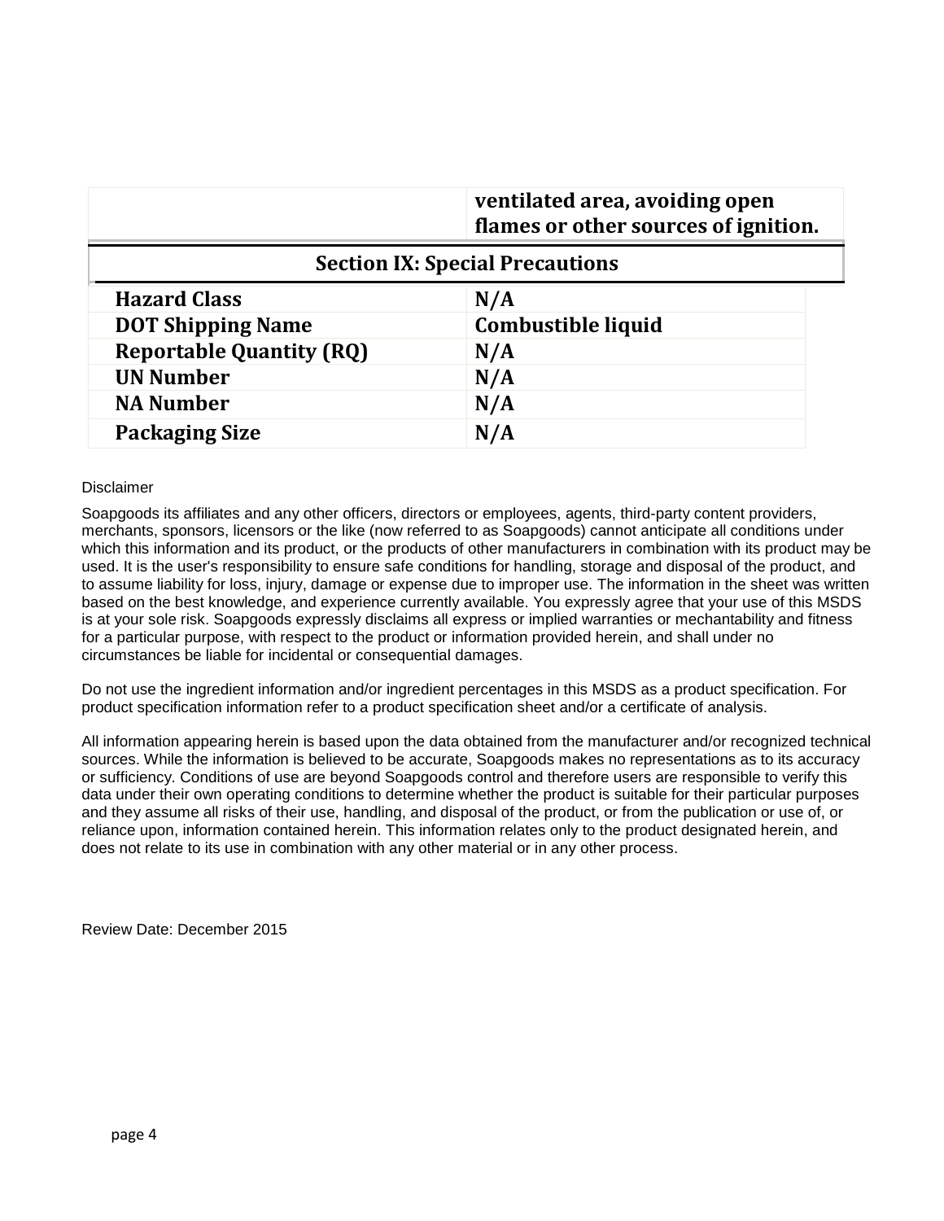| | |
|---|---|
| | **ventilated area, avoiding open flames or other sources of ignition.** |

## Section IX: Special Precautions

| | |
|---|---|
| **Hazard Class** | **N/A** |
| **DOT Shipping Name** | **Combustible liquid** |
| **Reportable Quantity (RQ)** | **N/A** |
| **UN Number** | **N/A** |
| **NA Number** | **N/A** |
| **Packaging Size** | **N/A** |

Disclaimer

Soapgoods its affiliates and any other officers, directors or employees, agents, third-party content providers, merchants, sponsors, licensors or the like (now referred to as Soapgoods) cannot anticipate all conditions under which this information and its product, or the products of other manufacturers in combination with its product may be used. It is the user's responsibility to ensure safe conditions for handling, storage and disposal of the product, and to assume liability for loss, injury, damage or expense due to improper use. The information in the sheet was written based on the best knowledge, and experience currently available. You expressly agree that your use of this MSDS is at your sole risk. Soapgoods expressly disclaims all express or implied warranties or mechantability and fitness for a particular purpose, with respect to the product or information provided herein, and shall under no circumstances be liable for incidental or consequential damages.

Do not use the ingredient information and/or ingredient percentages in this MSDS as a product specification. For product specification information refer to a product specification sheet and/or a certificate of analysis.

All information appearing herein is based upon the data obtained from the manufacturer and/or recognized technical sources. While the information is believed to be accurate, Soapgoods makes no representations as to its accuracy or sufficiency. Conditions of use are beyond Soapgoods control and therefore users are responsible to verify this data under their own operating conditions to determine whether the product is suitable for their particular purposes and they assume all risks of their use, handling, and disposal of the product, or from the publication or use of, or reliance upon, information contained herein. This information relates only to the product designated herein, and does not relate to its use in combination with any other material or in any other process.

Review Date: December 2015